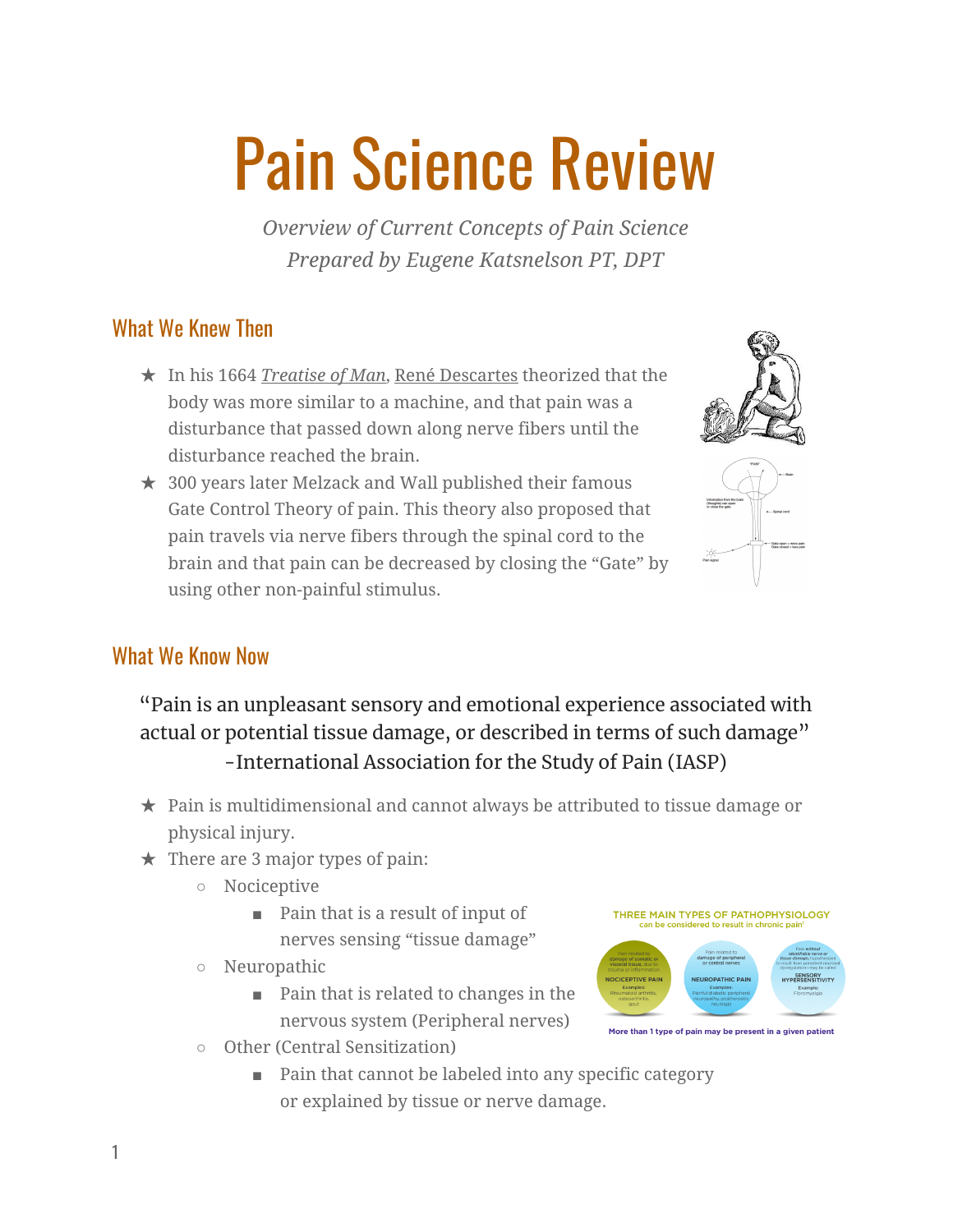# Pain Science Review

*Overview of Current Concepts of Pain Science*
*Prepared by Eugene Katsnelson PT, DPT*

## What We Knew Then

- ★ In his 1664 *Treatise of Man*, René Descartes theorized that the body was more similar to a machine, and that pain was a disturbance that passed down along nerve fibers until the disturbance reached the brain.
- ★ 300 years later Melzack and Wall published their famous Gate Control Theory of pain. This theory also proposed that pain travels via nerve fibers through the spinal cord to the brain and that pain can be decreased by closing the "Gate" by using other non-painful stimulus.

## What We Know Now

"Pain is an unpleasant sensory and emotional experience associated with actual or potential tissue damage, or described in terms of such damage"
-International Association for the Study of Pain (IASP)

- ★ Pain is multidimensional and cannot always be attributed to tissue damage or physical injury.
- ★ There are 3 major types of pain:
  - Nociceptive
    - Pain that is a result of input of nerves sensing "tissue damage"
  - Neuropathic
    - Pain that is related to changes in the nervous system (Peripheral nerves)
  - Other (Central Sensitization)
    - Pain that cannot be labeled into any specific category or explained by tissue or nerve damage.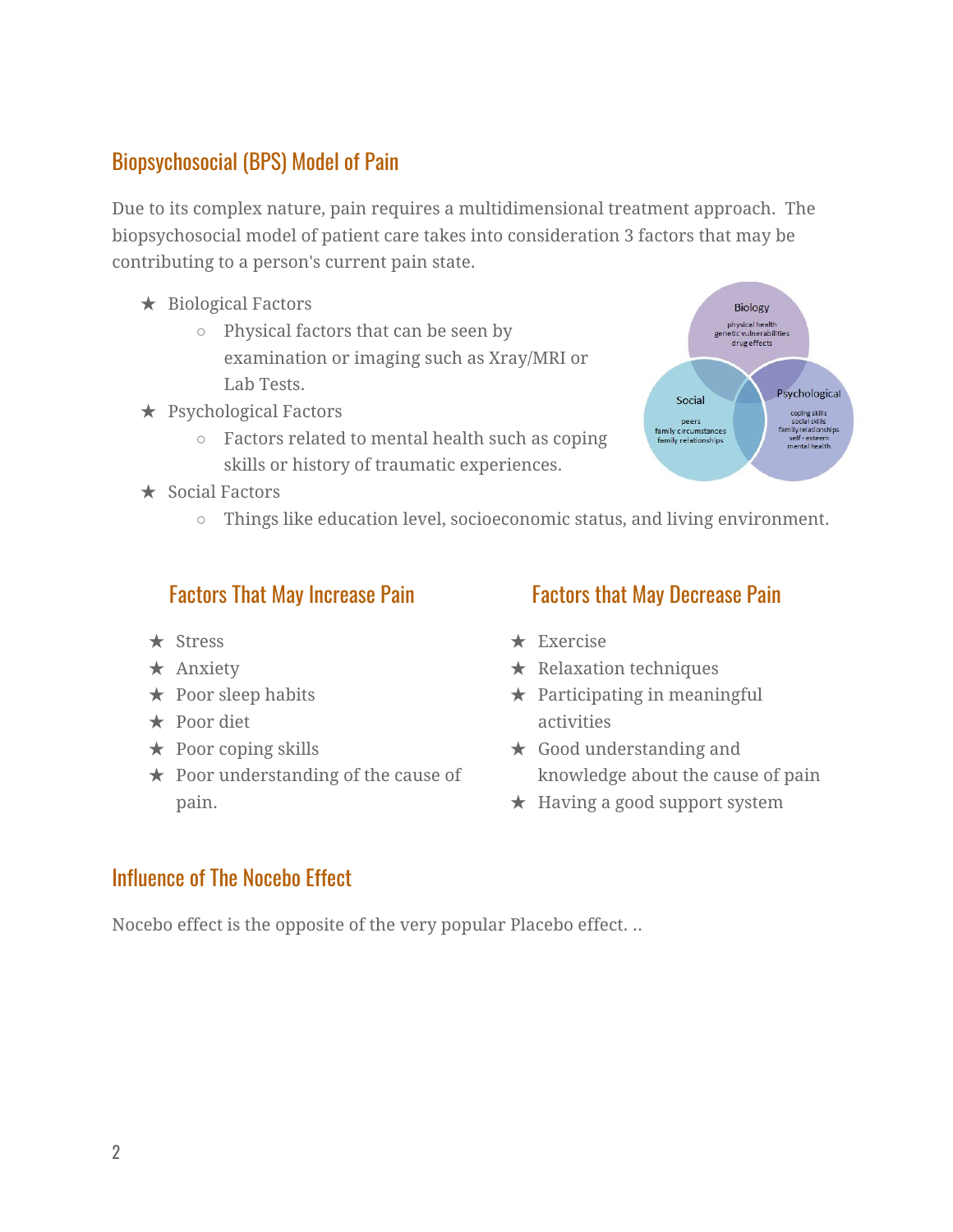## Biopsychosocial (BPS) Model of Pain

Due to its complex nature, pain requires a multidimensional treatment approach. The biopsychosocial model of patient care takes into consideration 3 factors that may be contributing to a person's current pain state.

- ★ Biological Factors
  - Physical factors that can be seen by examination or imaging such as Xray/MRI or Lab Tests.
- ★ Psychological Factors
  - Factors related to mental health such as coping skills or history of traumatic experiences.
- ★ Social Factors
  - Things like education level, socioeconomic status, and living environment.

### Factors That May Increase Pain

- ★ Stress
- ★ Anxiety
- ★ Poor sleep habits
- ★ Poor diet
- ★ Poor coping skills
- ★ Poor understanding of the cause of pain.

### Factors that May Decrease Pain

- ★ Exercise
- ★ Relaxation techniques
- ★ Participating in meaningful activities
- ★ Good understanding and knowledge about the cause of pain
- ★ Having a good support system

## Influence of The Nocebo Effect

Nocebo effect is the opposite of the very popular Placebo effect. ..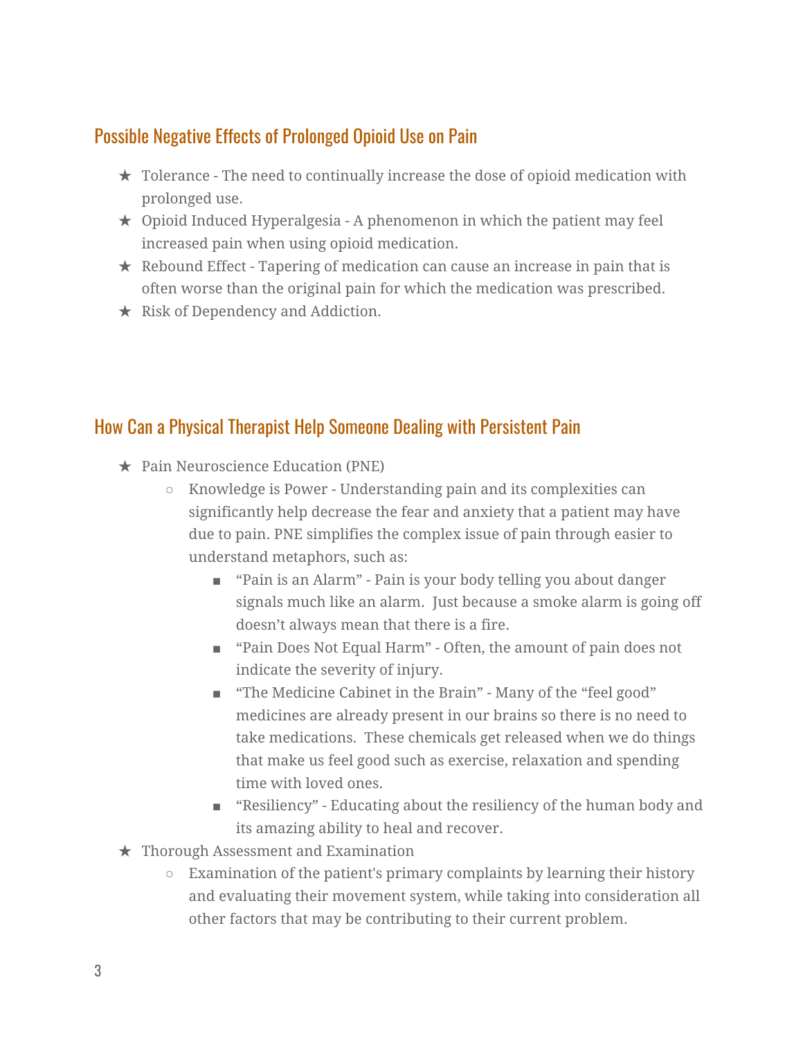## Possible Negative Effects of Prolonged Opioid Use on Pain

- ★ Tolerance - The need to continually increase the dose of opioid medication with prolonged use.
- ★ Opioid Induced Hyperalgesia - A phenomenon in which the patient may feel increased pain when using opioid medication.
- ★ Rebound Effect - Tapering of medication can cause an increase in pain that is often worse than the original pain for which the medication was prescribed.
- ★ Risk of Dependency and Addiction.

## How Can a Physical Therapist Help Someone Dealing with Persistent Pain

- ★ Pain Neuroscience Education (PNE)
  - Knowledge is Power - Understanding pain and its complexities can significantly help decrease the fear and anxiety that a patient may have due to pain. PNE simplifies the complex issue of pain through easier to understand metaphors, such as:
    - "Pain is an Alarm" - Pain is your body telling you about danger signals much like an alarm. Just because a smoke alarm is going off doesn't always mean that there is a fire.
    - "Pain Does Not Equal Harm" - Often, the amount of pain does not indicate the severity of injury.
    - "The Medicine Cabinet in the Brain" - Many of the "feel good" medicines are already present in our brains so there is no need to take medications. These chemicals get released when we do things that make us feel good such as exercise, relaxation and spending time with loved ones.
    - "Resiliency" - Educating about the resiliency of the human body and its amazing ability to heal and recover.
- ★ Thorough Assessment and Examination
  - Examination of the patient's primary complaints by learning their history and evaluating their movement system, while taking into consideration all other factors that may be contributing to their current problem.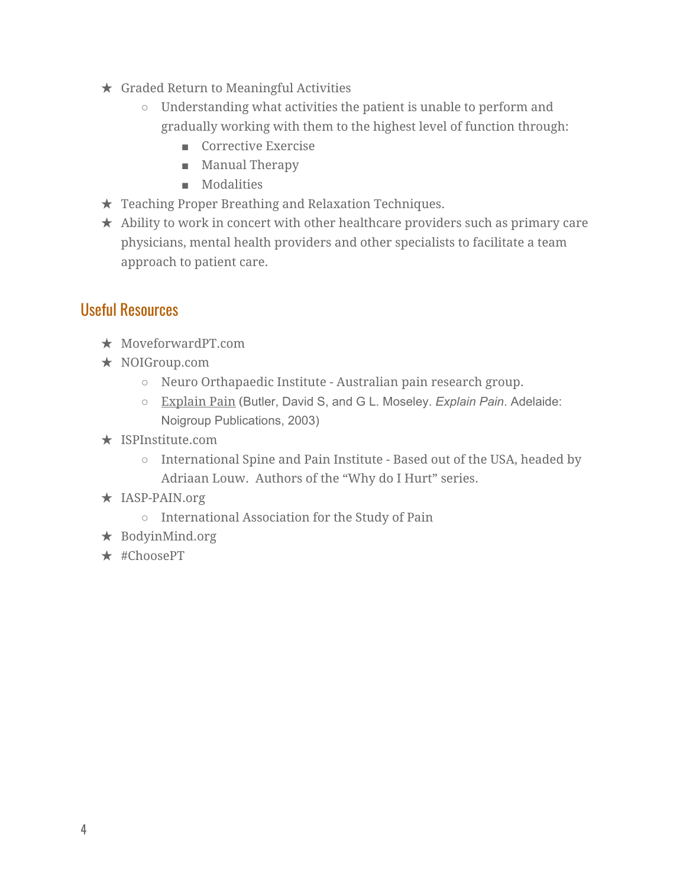- Graded Return to Meaningful Activities
  - Understanding what activities the patient is unable to perform and gradually working with them to the highest level of function through:
    - Corrective Exercise
    - Manual Therapy
    - Modalities
- Teaching Proper Breathing and Relaxation Techniques.
- Ability to work in concert with other healthcare providers such as primary care physicians, mental health providers and other specialists to facilitate a team approach to patient care.

## Useful Resources

- MoveforwardPT.com
- NOIGroup.com
  - Neuro Orthapaedic Institute - Australian pain research group.
  - Explain Pain (Butler, David S, and G L. Moseley. *Explain Pain*. Adelaide: Noigroup Publications, 2003)
- ISPInstitute.com
  - International Spine and Pain Institute - Based out of the USA, headed by Adriaan Louw. Authors of the "Why do I Hurt" series.
- IASP-PAIN.org
  - International Association for the Study of Pain
- BodyinMind.org
- #ChoosePT